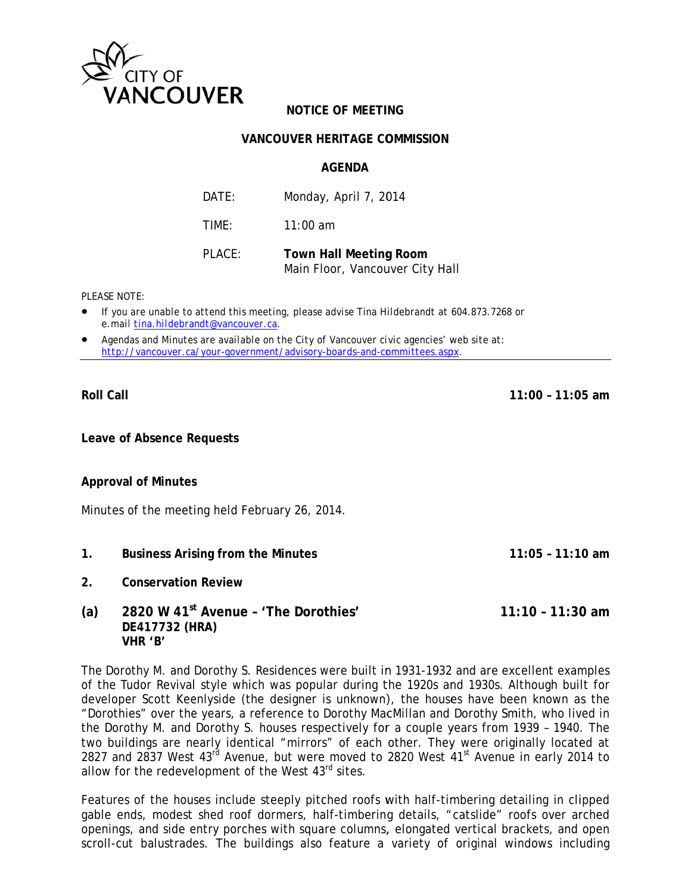CITY OF VANCOUVER

**NOTICE OF MEETING**

**VANCOUVER HERITAGE COMMISSION**

**AGENDA**

| | |
|---|---|
| DATE: | Monday, April 7, 2014 |
| TIME: | 11:00 am |
| PLACE: | **Town Hall Meeting Room** Main Floor, Vancouver City Hall |

PLEASE NOTE:

- If you are unable to attend this meeting, please advise Tina Hildebrandt at 604.873.7268 or e.mail tina.hildebrandt@vancouver.ca.
- Agendas and Minutes are available on the City of Vancouver civic agencies' web site at: http://vancouver.ca/your-government/advisory-boards-and-committees.aspx.

---

**Roll Call** 11:00 – 11:05 am

**Leave of Absence Requests**

**Approval of Minutes**

Minutes of the meeting held February 26, 2014.

**1. Business Arising from the Minutes** 11:05 – 11:10 am

**2. Conservation Review**

**(a) 2820 W 41st Avenue – 'The Dorothies'** 11:10 – 11:30 am
**DE417732 (HRA)**
**VHR 'B'**

The Dorothy M. and Dorothy S. Residences were built in 1931-1932 and are excellent examples of the Tudor Revival style which was popular during the 1920s and 1930s. Although built for developer Scott Keenlyside (the designer is unknown), the houses have been known as the "Dorothies" over the years, a reference to Dorothy MacMillan and Dorothy Smith, who lived in the Dorothy M. and Dorothy S. houses respectively for a couple years from 1939 – 1940. The two buildings are nearly identical "mirrors" of each other. They were originally located at 2827 and 2837 West 43rd Avenue, but were moved to 2820 West 41st Avenue in early 2014 to allow for the redevelopment of the West 43rd sites.

Features of the houses include steeply pitched roofs with half-timbering detailing in clipped gable ends, modest shed roof dormers, half-timbering details, "catslide" roofs over arched openings, and side entry porches with square columns, elongated vertical brackets, and open scroll-cut balustrades. The buildings also feature a variety of original windows including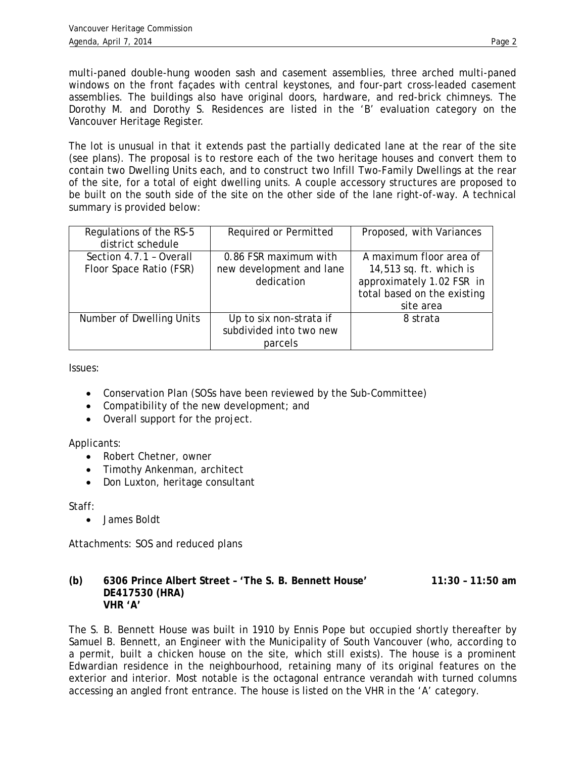multi-paned double-hung wooden sash and casement assemblies, three arched multi-paned windows on the front façades with central keystones, and four-part cross-leaded casement assemblies. The buildings also have original doors, hardware, and red-brick chimneys. The Dorothy M. and Dorothy S. Residences are listed in the 'B' evaluation category on the Vancouver Heritage Register.

The lot is unusual in that it extends past the partially dedicated lane at the rear of the site (see plans). The proposal is to restore each of the two heritage houses and convert them to contain two Dwelling Units each, and to construct two Infill Two-Family Dwellings at the rear of the site, for a total of eight dwelling units. A couple accessory structures are proposed to be built on the south side of the site on the other side of the lane right-of-way. A technical summary is provided below:

| Regulations of the RS-5 district schedule | Required or Permitted | Proposed, with Variances |
|---|---|---|
| Section 4.7.1 – Overall Floor Space Ratio (FSR) | 0.86 FSR maximum with new development and lane dedication | A maximum floor area of 14,513 sq. ft. which is approximately 1.02 FSR in total based on the existing site area |
| Number of Dwelling Units | Up to six non-strata if subdivided into two new parcels | 8 strata |

Issues:

- Conservation Plan (SOSs have been reviewed by the Sub-Committee)
- Compatibility of the new development; and
- Overall support for the project.

Applicants:

- Robert Chetner, owner
- Timothy Ankenman, architect
- Don Luxton, heritage consultant

Staff:

- James Boldt

Attachments: SOS and reduced plans

**(b) 6306 Prince Albert Street – 'The S. B. Bennett House' 11:30 – 11:50 am**
**DE417530 (HRA)**
**VHR 'A'**

The S. B. Bennett House was built in 1910 by Ennis Pope but occupied shortly thereafter by Samuel B. Bennett, an Engineer with the Municipality of South Vancouver (who, according to a permit, built a chicken house on the site, which still exists). The house is a prominent Edwardian residence in the neighbourhood, retaining many of its original features on the exterior and interior. Most notable is the octagonal entrance verandah with turned columns accessing an angled front entrance. The house is listed on the VHR in the 'A' category.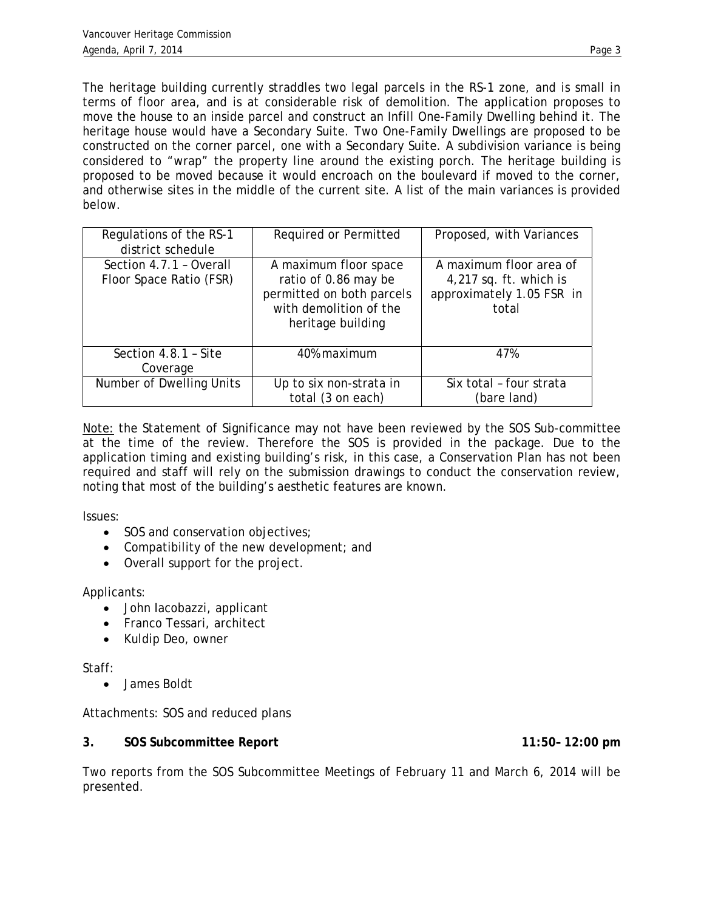The heritage building currently straddles two legal parcels in the RS-1 zone, and is small in terms of floor area, and is at considerable risk of demolition. The application proposes to move the house to an inside parcel and construct an Infill One-Family Dwelling behind it. The heritage house would have a Secondary Suite. Two One-Family Dwellings are proposed to be constructed on the corner parcel, one with a Secondary Suite. A subdivision variance is being considered to "wrap" the property line around the existing porch. The heritage building is proposed to be moved because it would encroach on the boulevard if moved to the corner, and otherwise sites in the middle of the current site. A list of the main variances is provided below.

| Regulations of the RS-1 district schedule | Required or Permitted | Proposed, with Variances |
|---|---|---|
| Section 4.7.1 – Overall Floor Space Ratio (FSR) | A maximum floor space ratio of 0.86 may be permitted on both parcels with demolition of the heritage building | A maximum floor area of 4,217 sq. ft. which is approximately 1.05 FSR in total |
| Section 4.8.1 – Site Coverage | 40% maximum | 47% |
| Number of Dwelling Units | Up to six non-strata in total (3 on each) | Six total – four strata (bare land) |

Note: the Statement of Significance may not have been reviewed by the SOS Sub-committee at the time of the review. Therefore the SOS is provided in the package. Due to the application timing and existing building's risk, in this case, a Conservation Plan has not been required and staff will rely on the submission drawings to conduct the conservation review, noting that most of the building's aesthetic features are known.

Issues:

- SOS and conservation objectives;
- Compatibility of the new development; and
- Overall support for the project.

Applicants:

- John Iacobazzi, applicant
- Franco Tessari, architect
- Kuldip Deo, owner

Staff:

- James Boldt

Attachments: SOS and reduced plans

**3. SOS Subcommittee Report** **11:50– 12:00 pm**

Two reports from the SOS Subcommittee Meetings of February 11 and March 6, 2014 will be presented.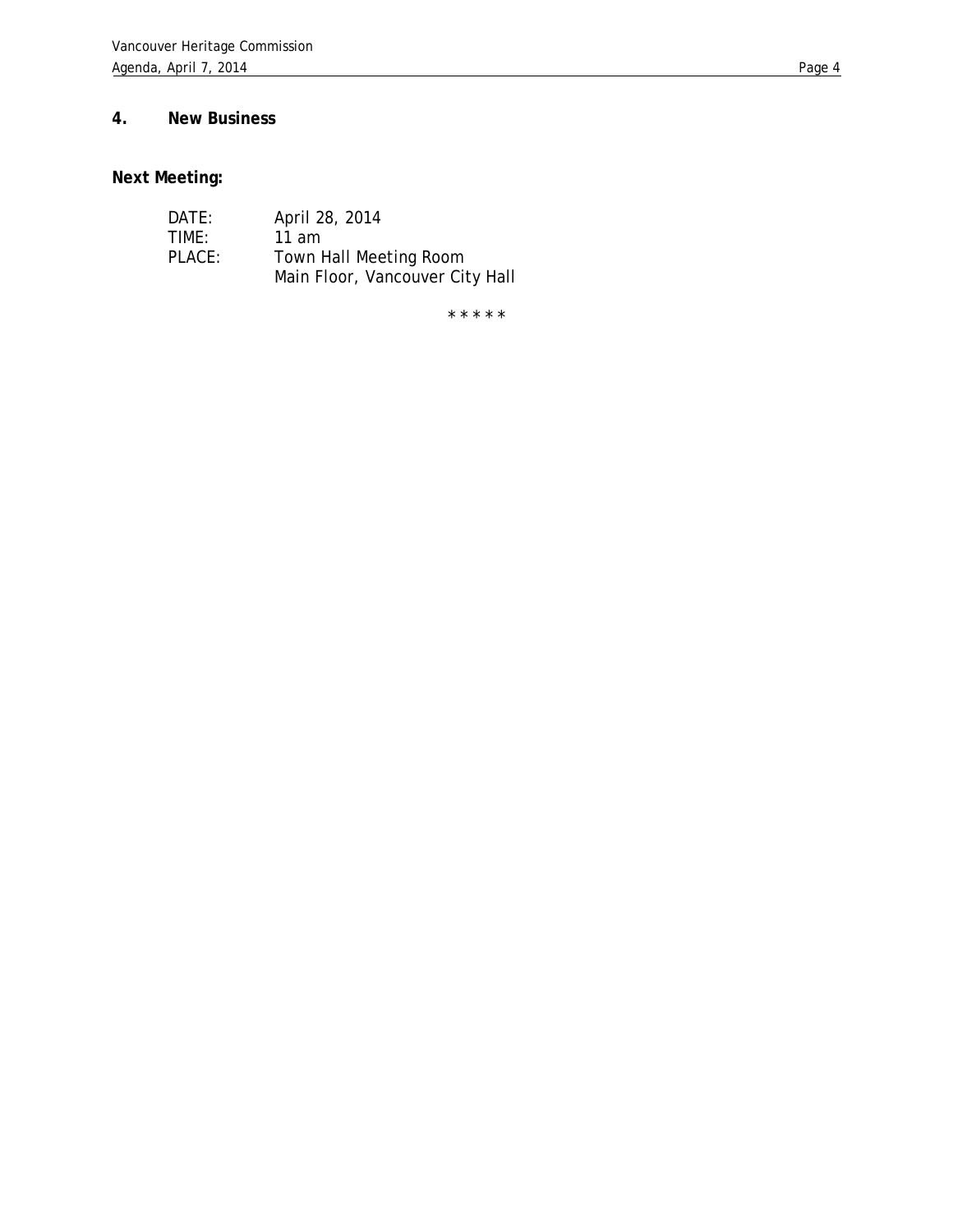## 4. New Business

**Next Meeting:**

DATE: April 28, 2014
TIME: 11 am
PLACE: Town Hall Meeting Room
Main Floor, Vancouver City Hall

\* \* \* \* \*